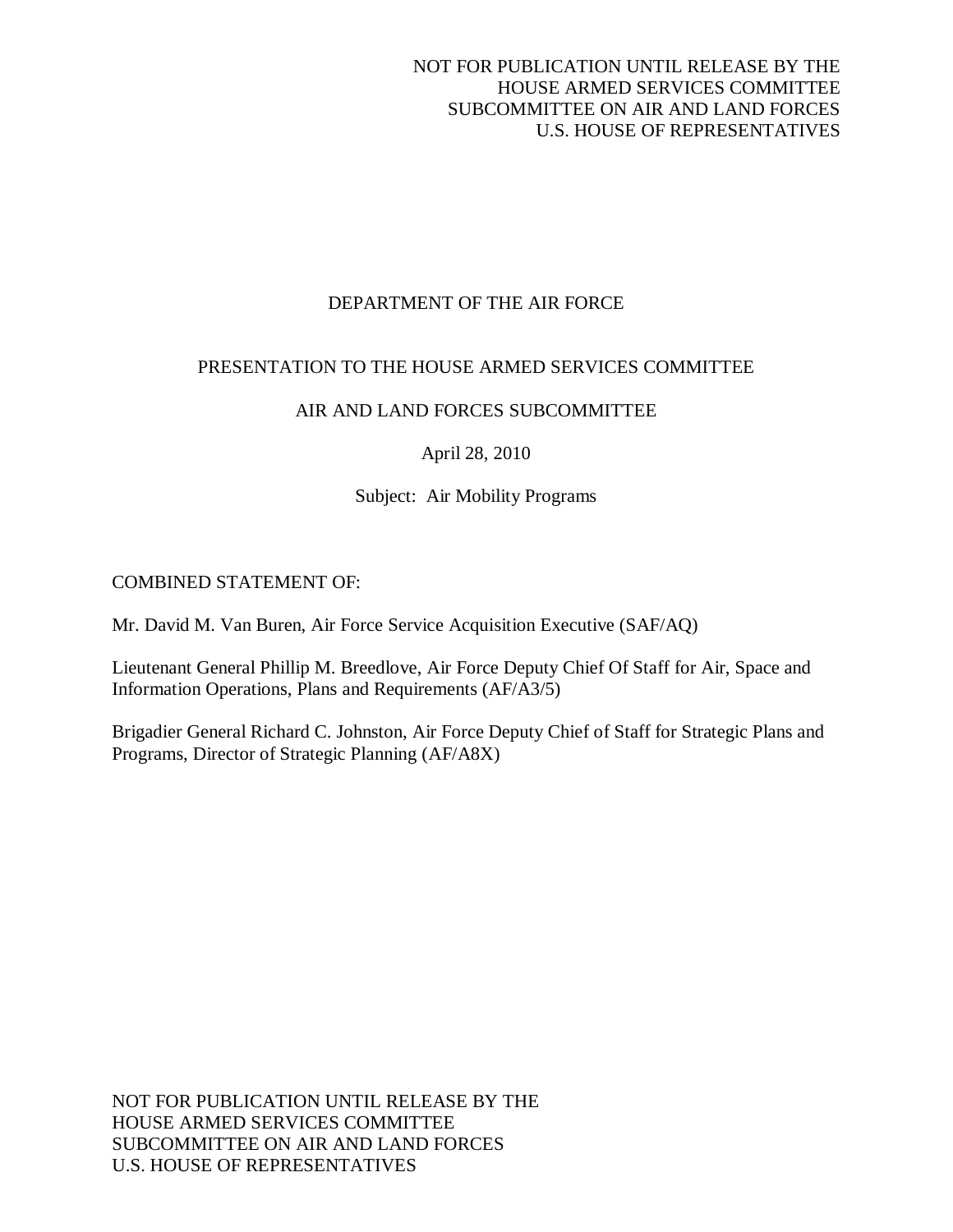NOT FOR PUBLICATION UNTIL RELEASE BY THE
HOUSE ARMED SERVICES COMMITTEE
SUBCOMMITTEE ON AIR AND LAND FORCES
U.S. HOUSE OF REPRESENTATIVES

# DEPARTMENT OF THE AIR FORCE

## PRESENTATION TO THE HOUSE ARMED SERVICES COMMITTEE

## AIR AND LAND FORCES SUBCOMMITTEE

April 28, 2010

Subject: Air Mobility Programs

COMBINED STATEMENT OF:

Mr. David M. Van Buren, Air Force Service Acquisition Executive (SAF/AQ)

Lieutenant General Phillip M. Breedlove, Air Force Deputy Chief Of Staff for Air, Space and Information Operations, Plans and Requirements (AF/A3/5)

Brigadier General Richard C. Johnston, Air Force Deputy Chief of Staff for Strategic Plans and Programs, Director of Strategic Planning (AF/A8X)

NOT FOR PUBLICATION UNTIL RELEASE BY THE
HOUSE ARMED SERVICES COMMITTEE
SUBCOMMITTEE ON AIR AND LAND FORCES
U.S. HOUSE OF REPRESENTATIVES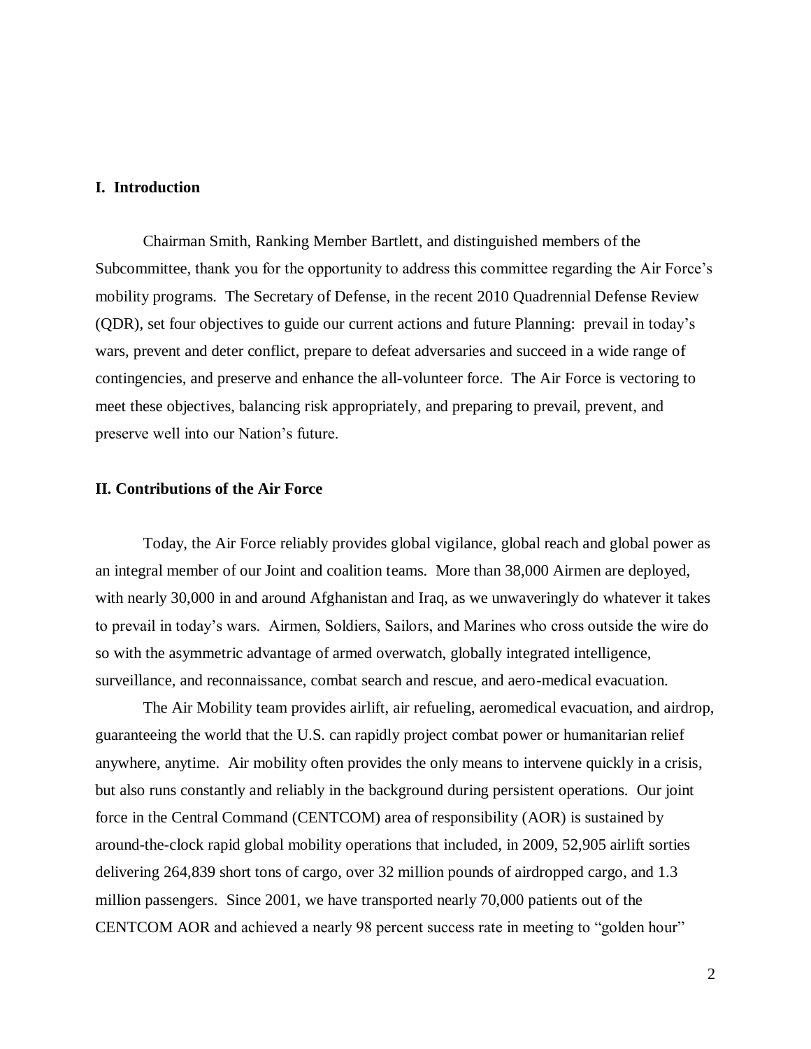## I. Introduction

Chairman Smith, Ranking Member Bartlett, and distinguished members of the Subcommittee, thank you for the opportunity to address this committee regarding the Air Force's mobility programs. The Secretary of Defense, in the recent 2010 Quadrennial Defense Review (QDR), set four objectives to guide our current actions and future Planning: prevail in today's wars, prevent and deter conflict, prepare to defeat adversaries and succeed in a wide range of contingencies, and preserve and enhance the all-volunteer force. The Air Force is vectoring to meet these objectives, balancing risk appropriately, and preparing to prevail, prevent, and preserve well into our Nation's future.

## II. Contributions of the Air Force

Today, the Air Force reliably provides global vigilance, global reach and global power as an integral member of our Joint and coalition teams. More than 38,000 Airmen are deployed, with nearly 30,000 in and around Afghanistan and Iraq, as we unwaveringly do whatever it takes to prevail in today's wars. Airmen, Soldiers, Sailors, and Marines who cross outside the wire do so with the asymmetric advantage of armed overwatch, globally integrated intelligence, surveillance, and reconnaissance, combat search and rescue, and aero-medical evacuation.

The Air Mobility team provides airlift, air refueling, aeromedical evacuation, and airdrop, guaranteeing the world that the U.S. can rapidly project combat power or humanitarian relief anywhere, anytime. Air mobility often provides the only means to intervene quickly in a crisis, but also runs constantly and reliably in the background during persistent operations. Our joint force in the Central Command (CENTCOM) area of responsibility (AOR) is sustained by around-the-clock rapid global mobility operations that included, in 2009, 52,905 airlift sorties delivering 264,839 short tons of cargo, over 32 million pounds of airdropped cargo, and 1.3 million passengers. Since 2001, we have transported nearly 70,000 patients out of the CENTCOM AOR and achieved a nearly 98 percent success rate in meeting to "golden hour"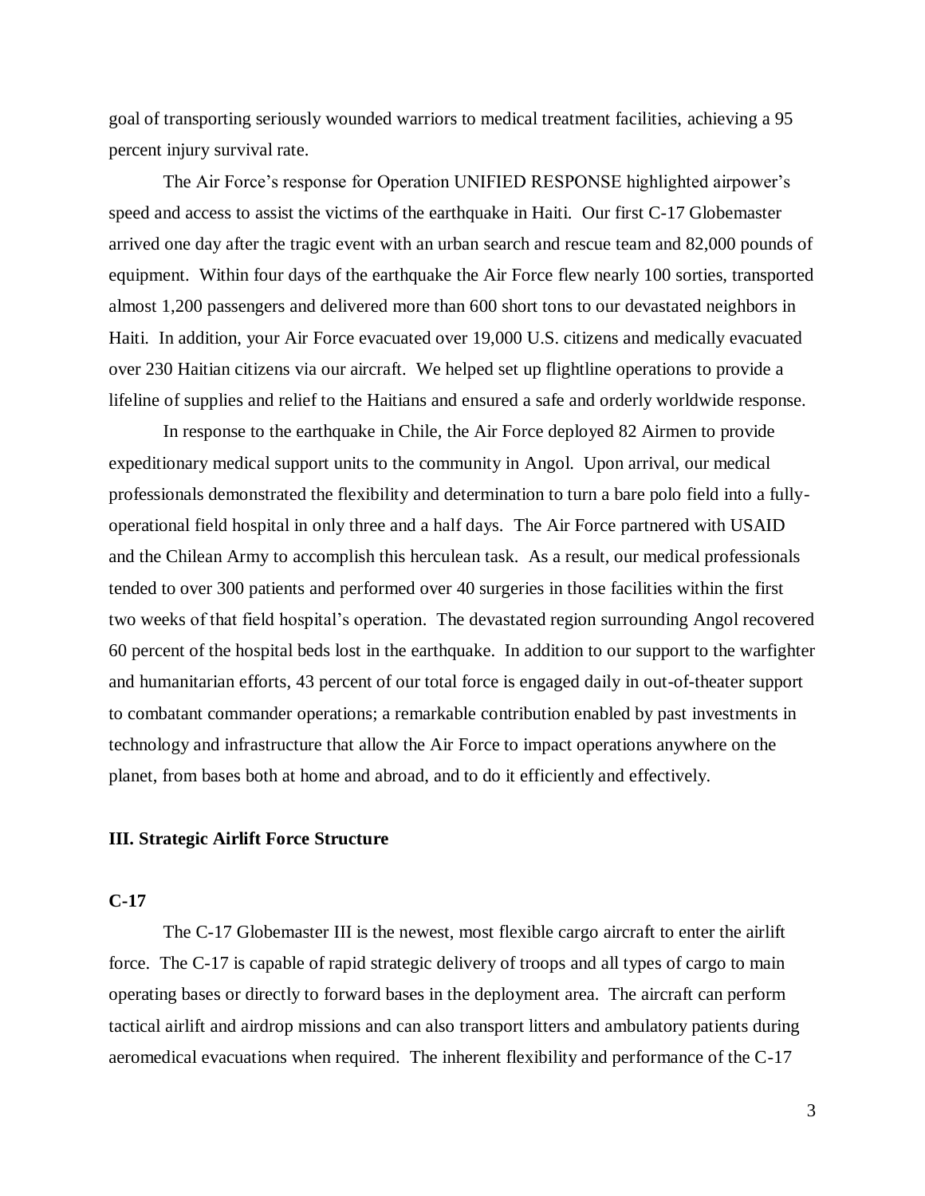goal of transporting seriously wounded warriors to medical treatment facilities, achieving a 95 percent injury survival rate.

The Air Force's response for Operation UNIFIED RESPONSE highlighted airpower's speed and access to assist the victims of the earthquake in Haiti. Our first C-17 Globemaster arrived one day after the tragic event with an urban search and rescue team and 82,000 pounds of equipment. Within four days of the earthquake the Air Force flew nearly 100 sorties, transported almost 1,200 passengers and delivered more than 600 short tons to our devastated neighbors in Haiti. In addition, your Air Force evacuated over 19,000 U.S. citizens and medically evacuated over 230 Haitian citizens via our aircraft. We helped set up flightline operations to provide a lifeline of supplies and relief to the Haitians and ensured a safe and orderly worldwide response.

In response to the earthquake in Chile, the Air Force deployed 82 Airmen to provide expeditionary medical support units to the community in Angol. Upon arrival, our medical professionals demonstrated the flexibility and determination to turn a bare polo field into a fully-operational field hospital in only three and a half days. The Air Force partnered with USAID and the Chilean Army to accomplish this herculean task. As a result, our medical professionals tended to over 300 patients and performed over 40 surgeries in those facilities within the first two weeks of that field hospital's operation. The devastated region surrounding Angol recovered 60 percent of the hospital beds lost in the earthquake. In addition to our support to the warfighter and humanitarian efforts, 43 percent of our total force is engaged daily in out-of-theater support to combatant commander operations; a remarkable contribution enabled by past investments in technology and infrastructure that allow the Air Force to impact operations anywhere on the planet, from bases both at home and abroad, and to do it efficiently and effectively.

## III. Strategic Airlift Force Structure

### C-17

The C-17 Globemaster III is the newest, most flexible cargo aircraft to enter the airlift force. The C-17 is capable of rapid strategic delivery of troops and all types of cargo to main operating bases or directly to forward bases in the deployment area. The aircraft can perform tactical airlift and airdrop missions and can also transport litters and ambulatory patients during aeromedical evacuations when required. The inherent flexibility and performance of the C-17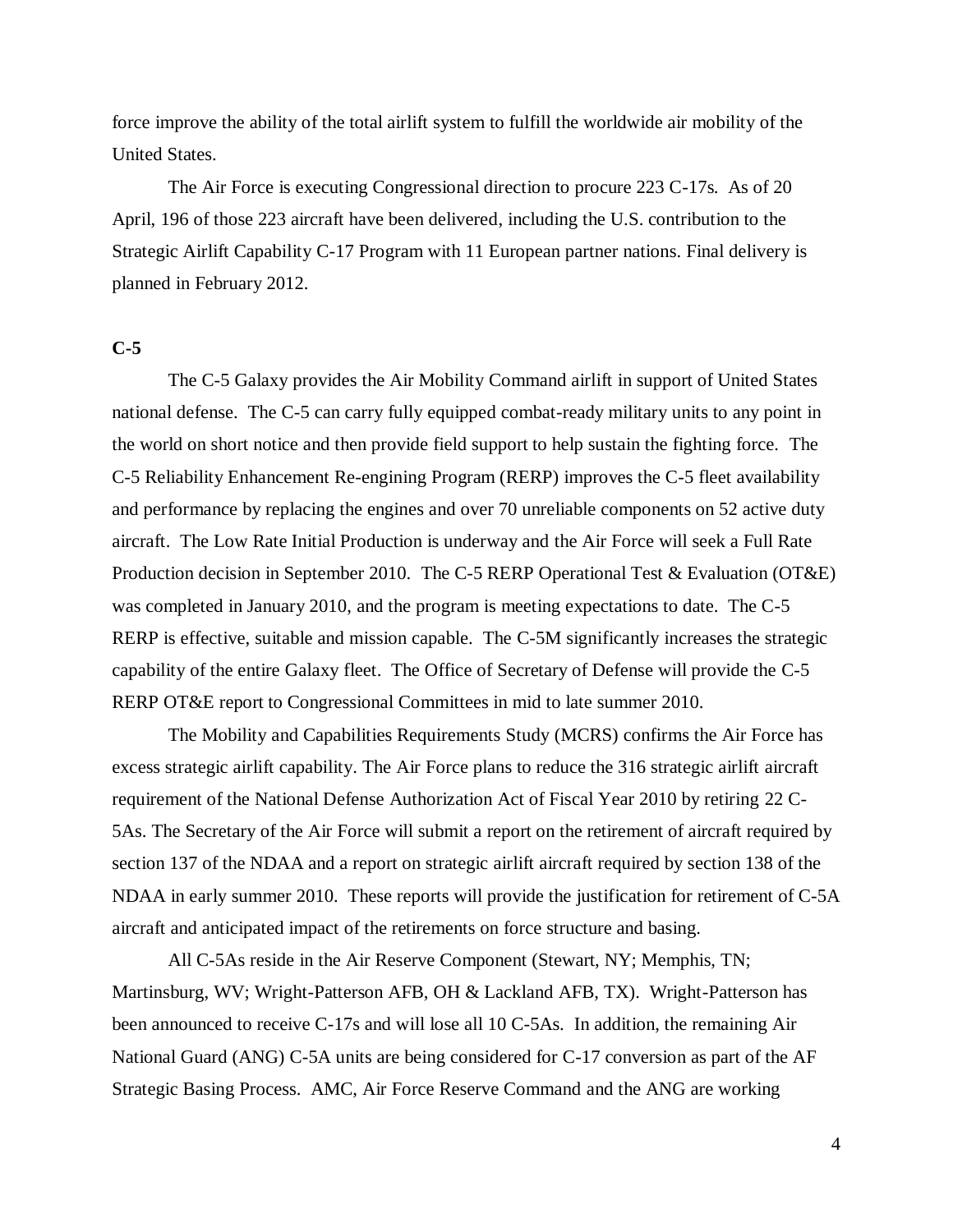force improve the ability of the total airlift system to fulfill the worldwide air mobility of the United States.

The Air Force is executing Congressional direction to procure 223 C-17s. As of 20 April, 196 of those 223 aircraft have been delivered, including the U.S. contribution to the Strategic Airlift Capability C-17 Program with 11 European partner nations. Final delivery is planned in February 2012.

**C-5**

The C-5 Galaxy provides the Air Mobility Command airlift in support of United States national defense. The C-5 can carry fully equipped combat-ready military units to any point in the world on short notice and then provide field support to help sustain the fighting force. The C-5 Reliability Enhancement Re-engining Program (RERP) improves the C-5 fleet availability and performance by replacing the engines and over 70 unreliable components on 52 active duty aircraft. The Low Rate Initial Production is underway and the Air Force will seek a Full Rate Production decision in September 2010. The C-5 RERP Operational Test & Evaluation (OT&E) was completed in January 2010, and the program is meeting expectations to date. The C-5 RERP is effective, suitable and mission capable. The C-5M significantly increases the strategic capability of the entire Galaxy fleet. The Office of Secretary of Defense will provide the C-5 RERP OT&E report to Congressional Committees in mid to late summer 2010.

The Mobility and Capabilities Requirements Study (MCRS) confirms the Air Force has excess strategic airlift capability. The Air Force plans to reduce the 316 strategic airlift aircraft requirement of the National Defense Authorization Act of Fiscal Year 2010 by retiring 22 C-5As. The Secretary of the Air Force will submit a report on the retirement of aircraft required by section 137 of the NDAA and a report on strategic airlift aircraft required by section 138 of the NDAA in early summer 2010. These reports will provide the justification for retirement of C-5A aircraft and anticipated impact of the retirements on force structure and basing.

All C-5As reside in the Air Reserve Component (Stewart, NY; Memphis, TN; Martinsburg, WV; Wright-Patterson AFB, OH & Lackland AFB, TX). Wright-Patterson has been announced to receive C-17s and will lose all 10 C-5As. In addition, the remaining Air National Guard (ANG) C-5A units are being considered for C-17 conversion as part of the AF Strategic Basing Process. AMC, Air Force Reserve Command and the ANG are working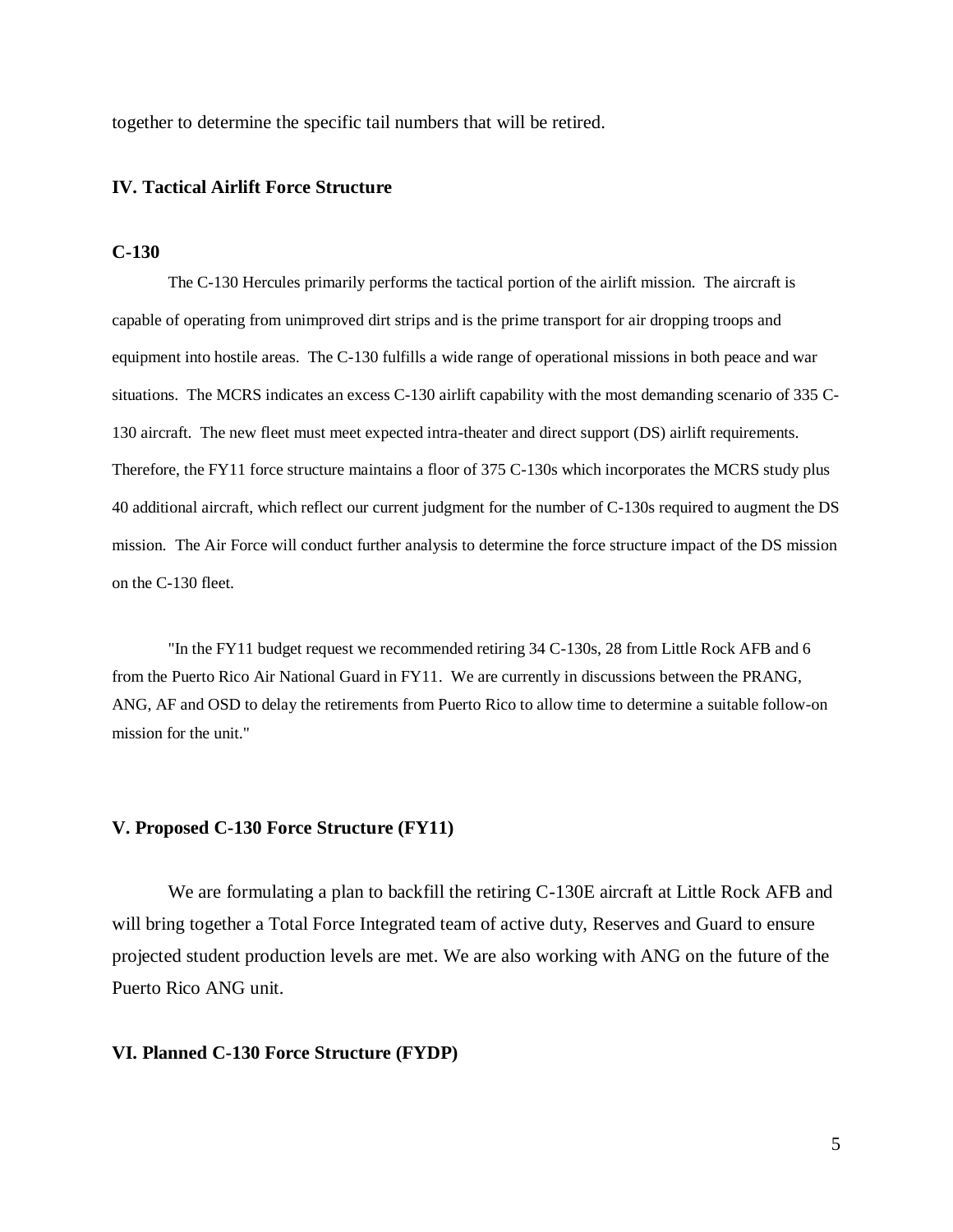together to determine the specific tail numbers that will be retired.

## IV. Tactical Airlift Force Structure

### C-130

The C-130 Hercules primarily performs the tactical portion of the airlift mission. The aircraft is capable of operating from unimproved dirt strips and is the prime transport for air dropping troops and equipment into hostile areas. The C-130 fulfills a wide range of operational missions in both peace and war situations. The MCRS indicates an excess C-130 airlift capability with the most demanding scenario of 335 C-130 aircraft. The new fleet must meet expected intra-theater and direct support (DS) airlift requirements. Therefore, the FY11 force structure maintains a floor of 375 C-130s which incorporates the MCRS study plus 40 additional aircraft, which reflect our current judgment for the number of C-130s required to augment the DS mission. The Air Force will conduct further analysis to determine the force structure impact of the DS mission on the C-130 fleet.

"In the FY11 budget request we recommended retiring 34 C-130s, 28 from Little Rock AFB and 6 from the Puerto Rico Air National Guard in FY11. We are currently in discussions between the PRANG, ANG, AF and OSD to delay the retirements from Puerto Rico to allow time to determine a suitable follow-on mission for the unit."

## V. Proposed C-130 Force Structure (FY11)

We are formulating a plan to backfill the retiring C-130E aircraft at Little Rock AFB and will bring together a Total Force Integrated team of active duty, Reserves and Guard to ensure projected student production levels are met. We are also working with ANG on the future of the Puerto Rico ANG unit.

## VI. Planned C-130 Force Structure (FYDP)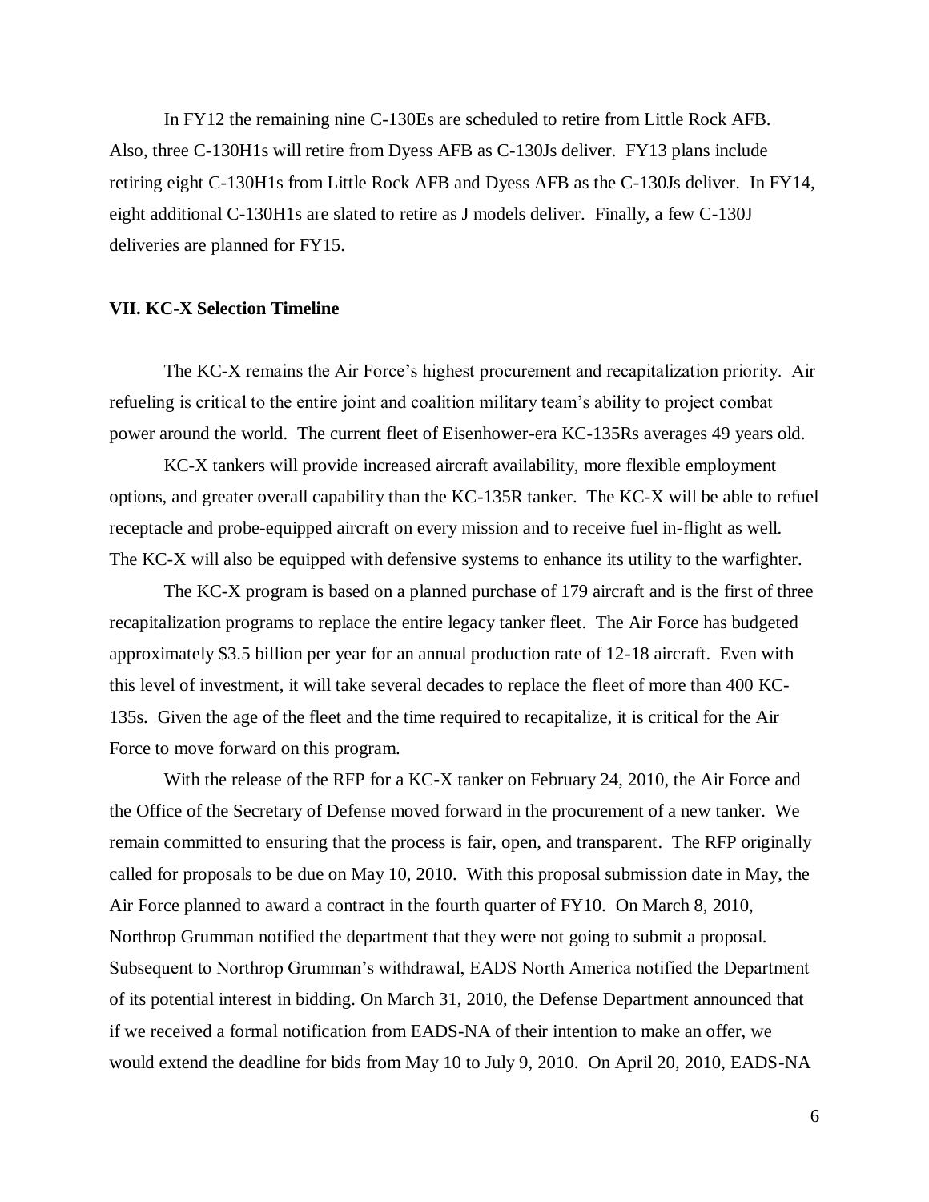In FY12 the remaining nine C-130Es are scheduled to retire from Little Rock AFB. Also, three C-130H1s will retire from Dyess AFB as C-130Js deliver. FY13 plans include retiring eight C-130H1s from Little Rock AFB and Dyess AFB as the C-130Js deliver. In FY14, eight additional C-130H1s are slated to retire as J models deliver. Finally, a few C-130J deliveries are planned for FY15.

## VII. KC-X Selection Timeline

The KC-X remains the Air Force's highest procurement and recapitalization priority. Air refueling is critical to the entire joint and coalition military team's ability to project combat power around the world. The current fleet of Eisenhower-era KC-135Rs averages 49 years old.

KC-X tankers will provide increased aircraft availability, more flexible employment options, and greater overall capability than the KC-135R tanker. The KC-X will be able to refuel receptacle and probe-equipped aircraft on every mission and to receive fuel in-flight as well. The KC-X will also be equipped with defensive systems to enhance its utility to the warfighter.

The KC-X program is based on a planned purchase of 179 aircraft and is the first of three recapitalization programs to replace the entire legacy tanker fleet. The Air Force has budgeted approximately $3.5 billion per year for an annual production rate of 12-18 aircraft. Even with this level of investment, it will take several decades to replace the fleet of more than 400 KC-135s. Given the age of the fleet and the time required to recapitalize, it is critical for the Air Force to move forward on this program.

With the release of the RFP for a KC-X tanker on February 24, 2010, the Air Force and the Office of the Secretary of Defense moved forward in the procurement of a new tanker. We remain committed to ensuring that the process is fair, open, and transparent. The RFP originally called for proposals to be due on May 10, 2010. With this proposal submission date in May, the Air Force planned to award a contract in the fourth quarter of FY10. On March 8, 2010, Northrop Grumman notified the department that they were not going to submit a proposal. Subsequent to Northrop Grumman's withdrawal, EADS North America notified the Department of its potential interest in bidding. On March 31, 2010, the Defense Department announced that if we received a formal notification from EADS-NA of their intention to make an offer, we would extend the deadline for bids from May 10 to July 9, 2010. On April 20, 2010, EADS-NA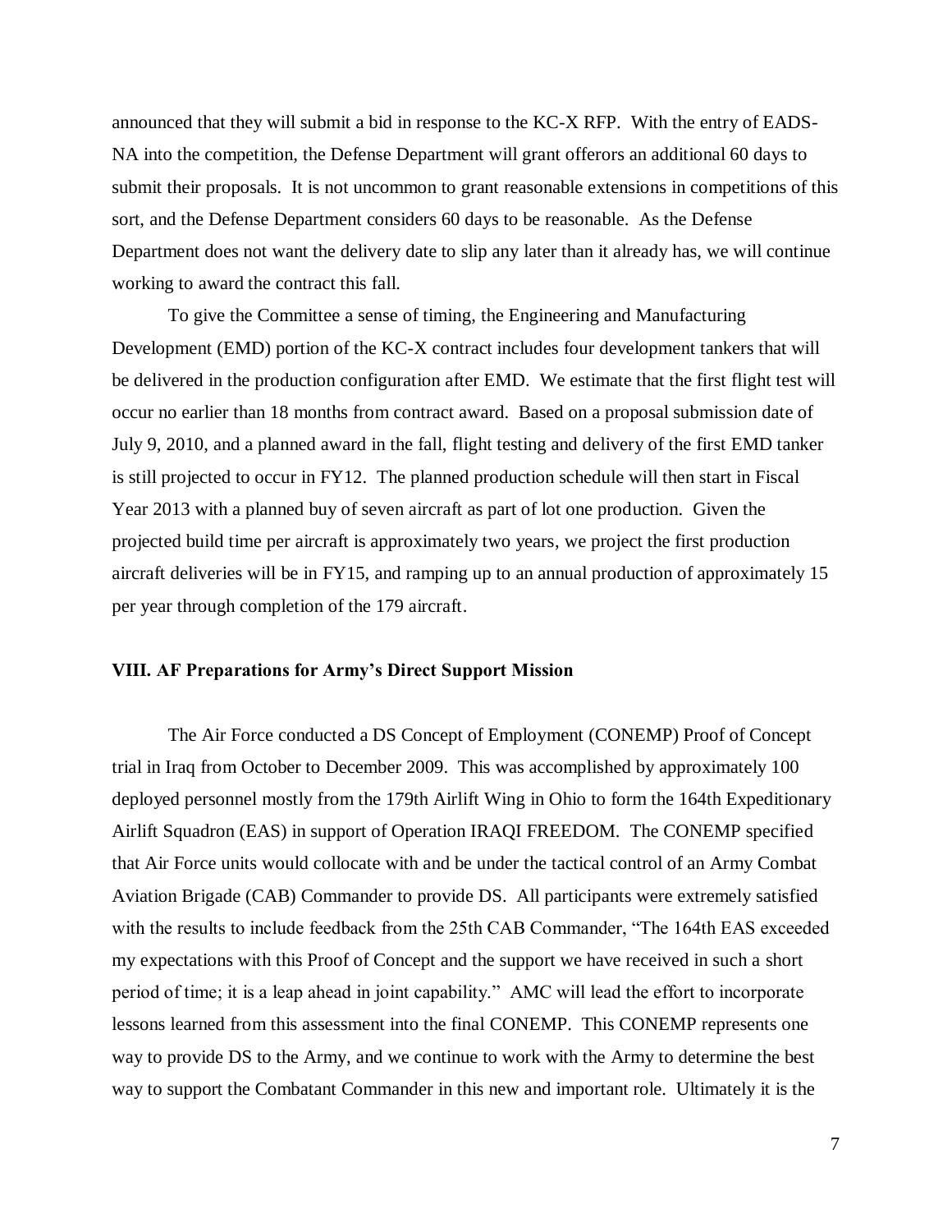announced that they will submit a bid in response to the KC-X RFP. With the entry of EADS-NA into the competition, the Defense Department will grant offerors an additional 60 days to submit their proposals. It is not uncommon to grant reasonable extensions in competitions of this sort, and the Defense Department considers 60 days to be reasonable. As the Defense Department does not want the delivery date to slip any later than it already has, we will continue working to award the contract this fall.

To give the Committee a sense of timing, the Engineering and Manufacturing Development (EMD) portion of the KC-X contract includes four development tankers that will be delivered in the production configuration after EMD. We estimate that the first flight test will occur no earlier than 18 months from contract award. Based on a proposal submission date of July 9, 2010, and a planned award in the fall, flight testing and delivery of the first EMD tanker is still projected to occur in FY12. The planned production schedule will then start in Fiscal Year 2013 with a planned buy of seven aircraft as part of lot one production. Given the projected build time per aircraft is approximately two years, we project the first production aircraft deliveries will be in FY15, and ramping up to an annual production of approximately 15 per year through completion of the 179 aircraft.

**VIII. AF Preparations for Army's Direct Support Mission**

The Air Force conducted a DS Concept of Employment (CONEMP) Proof of Concept trial in Iraq from October to December 2009. This was accomplished by approximately 100 deployed personnel mostly from the 179th Airlift Wing in Ohio to form the 164th Expeditionary Airlift Squadron (EAS) in support of Operation IRAQI FREEDOM. The CONEMP specified that Air Force units would collocate with and be under the tactical control of an Army Combat Aviation Brigade (CAB) Commander to provide DS. All participants were extremely satisfied with the results to include feedback from the 25th CAB Commander, "The 164th EAS exceeded my expectations with this Proof of Concept and the support we have received in such a short period of time; it is a leap ahead in joint capability." AMC will lead the effort to incorporate lessons learned from this assessment into the final CONEMP. This CONEMP represents one way to provide DS to the Army, and we continue to work with the Army to determine the best way to support the Combatant Commander in this new and important role. Ultimately it is the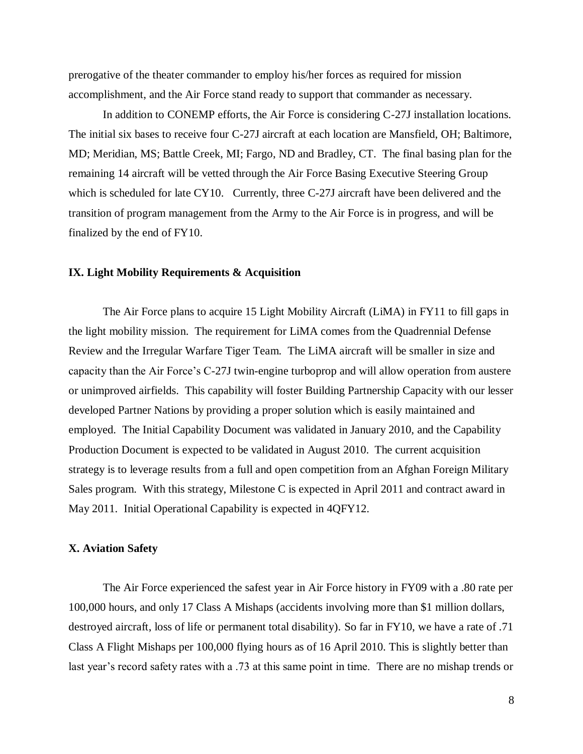prerogative of the theater commander to employ his/her forces as required for mission accomplishment, and the Air Force stand ready to support that commander as necessary.

In addition to CONEMP efforts, the Air Force is considering C-27J installation locations. The initial six bases to receive four C-27J aircraft at each location are Mansfield, OH; Baltimore, MD; Meridian, MS; Battle Creek, MI; Fargo, ND and Bradley, CT. The final basing plan for the remaining 14 aircraft will be vetted through the Air Force Basing Executive Steering Group which is scheduled for late CY10. Currently, three C-27J aircraft have been delivered and the transition of program management from the Army to the Air Force is in progress, and will be finalized by the end of FY10.

## IX. Light Mobility Requirements & Acquisition

The Air Force plans to acquire 15 Light Mobility Aircraft (LiMA) in FY11 to fill gaps in the light mobility mission. The requirement for LiMA comes from the Quadrennial Defense Review and the Irregular Warfare Tiger Team. The LiMA aircraft will be smaller in size and capacity than the Air Force's C-27J twin-engine turboprop and will allow operation from austere or unimproved airfields. This capability will foster Building Partnership Capacity with our lesser developed Partner Nations by providing a proper solution which is easily maintained and employed. The Initial Capability Document was validated in January 2010, and the Capability Production Document is expected to be validated in August 2010. The current acquisition strategy is to leverage results from a full and open competition from an Afghan Foreign Military Sales program. With this strategy, Milestone C is expected in April 2011 and contract award in May 2011. Initial Operational Capability is expected in 4QFY12.

## X. Aviation Safety

The Air Force experienced the safest year in Air Force history in FY09 with a .80 rate per 100,000 hours, and only 17 Class A Mishaps (accidents involving more than $1 million dollars, destroyed aircraft, loss of life or permanent total disability). So far in FY10, we have a rate of .71 Class A Flight Mishaps per 100,000 flying hours as of 16 April 2010. This is slightly better than last year's record safety rates with a .73 at this same point in time. There are no mishap trends or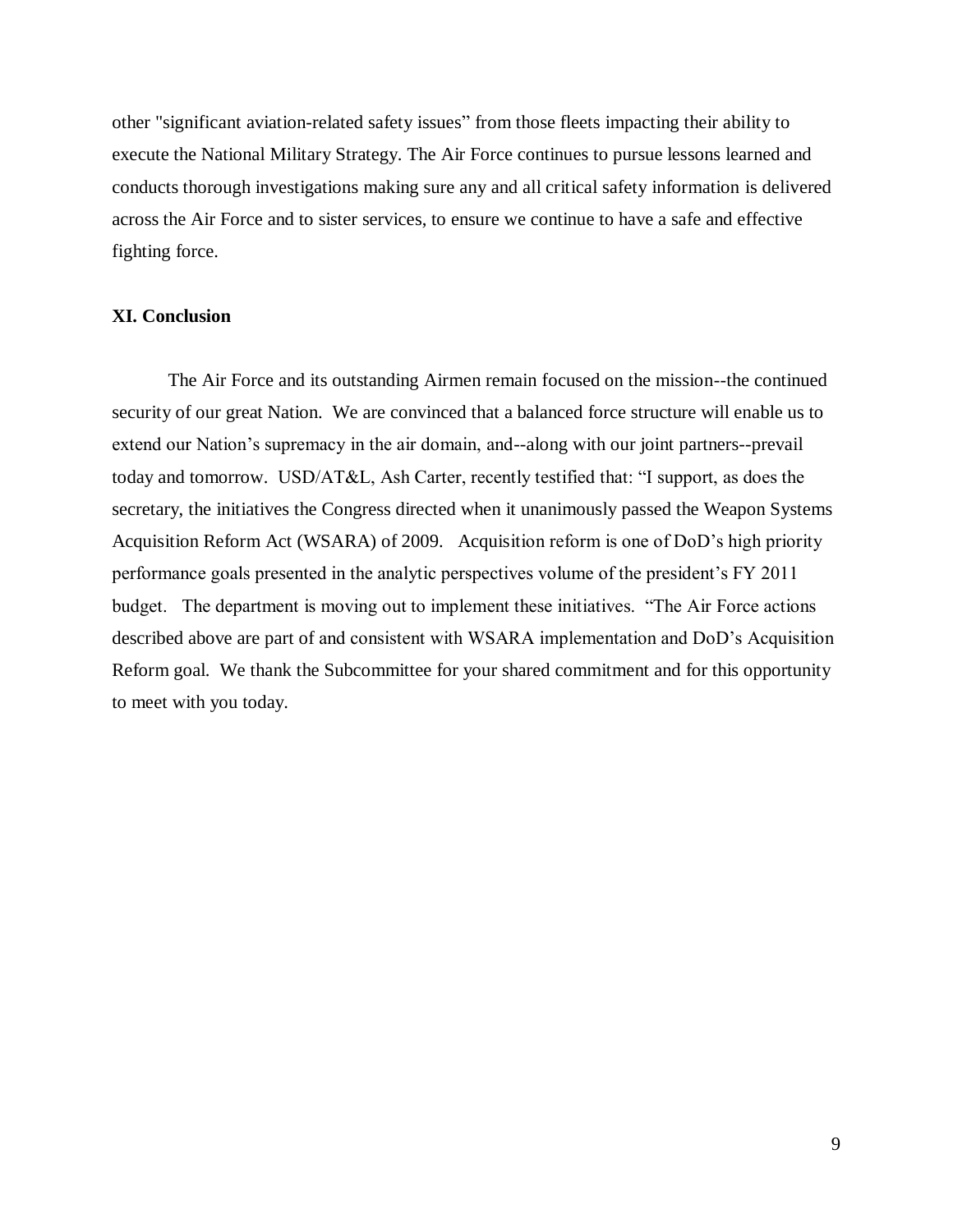other "significant aviation-related safety issues" from those fleets impacting their ability to execute the National Military Strategy. The Air Force continues to pursue lessons learned and conducts thorough investigations making sure any and all critical safety information is delivered across the Air Force and to sister services, to ensure we continue to have a safe and effective fighting force.

**XI. Conclusion**

The Air Force and its outstanding Airmen remain focused on the mission--the continued security of our great Nation. We are convinced that a balanced force structure will enable us to extend our Nation's supremacy in the air domain, and--along with our joint partners--prevail today and tomorrow. USD/AT&L, Ash Carter, recently testified that: "I support, as does the secretary, the initiatives the Congress directed when it unanimously passed the Weapon Systems Acquisition Reform Act (WSARA) of 2009. Acquisition reform is one of DoD's high priority performance goals presented in the analytic perspectives volume of the president's FY 2011 budget. The department is moving out to implement these initiatives. "The Air Force actions described above are part of and consistent with WSARA implementation and DoD's Acquisition Reform goal. We thank the Subcommittee for your shared commitment and for this opportunity to meet with you today.